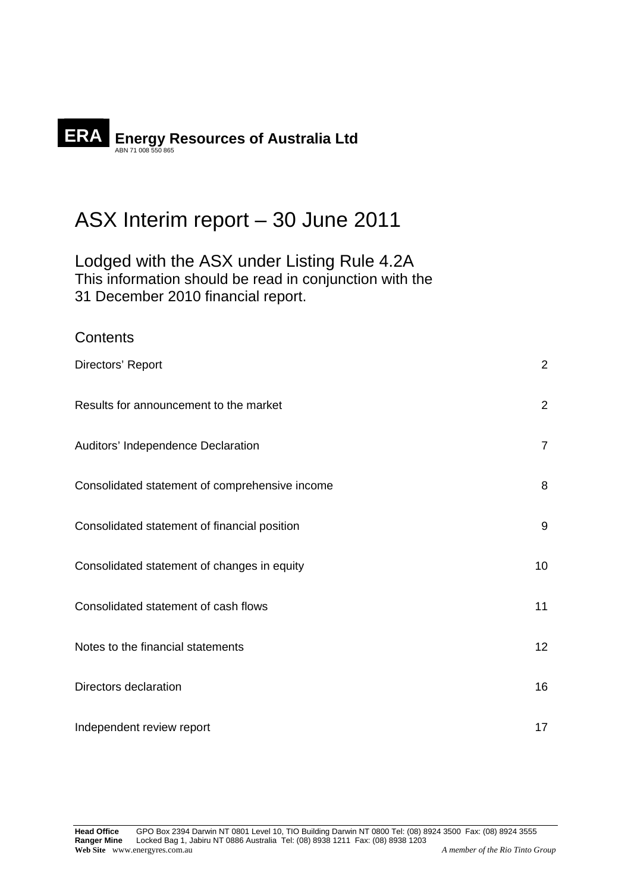**ERA** **Energy Resources of Australia Ltd**
ABN 71 008 550 865

# ASX Interim report – 30 June 2011

## Lodged with the ASX under Listing Rule 4.2A

This information should be read in conjunction with the 31 December 2010 financial report.

## Contents

| | |
|---|---|
| Directors' Report | 2 |
| Results for announcement to the market | 2 |
| Auditors' Independence Declaration | 7 |
| Consolidated statement of comprehensive income | 8 |
| Consolidated statement of financial position | 9 |
| Consolidated statement of changes in equity | 10 |
| Consolidated statement of cash flows | 11 |
| Notes to the financial statements | 12 |
| Directors declaration | 16 |
| Independent review report | 17 |

**Head Office** GPO Box 2394 Darwin NT 0801 Level 10, TIO Building Darwin NT 0800 Tel: (08) 8924 3500 Fax: (08) 8924 3555
**Ranger Mine** Locked Bag 1, Jabiru NT 0886 Australia Tel: (08) 8938 1211 Fax: (08) 8938 1203
**Web Site** www.energyres.com.au

*A member of the Rio Tinto Group*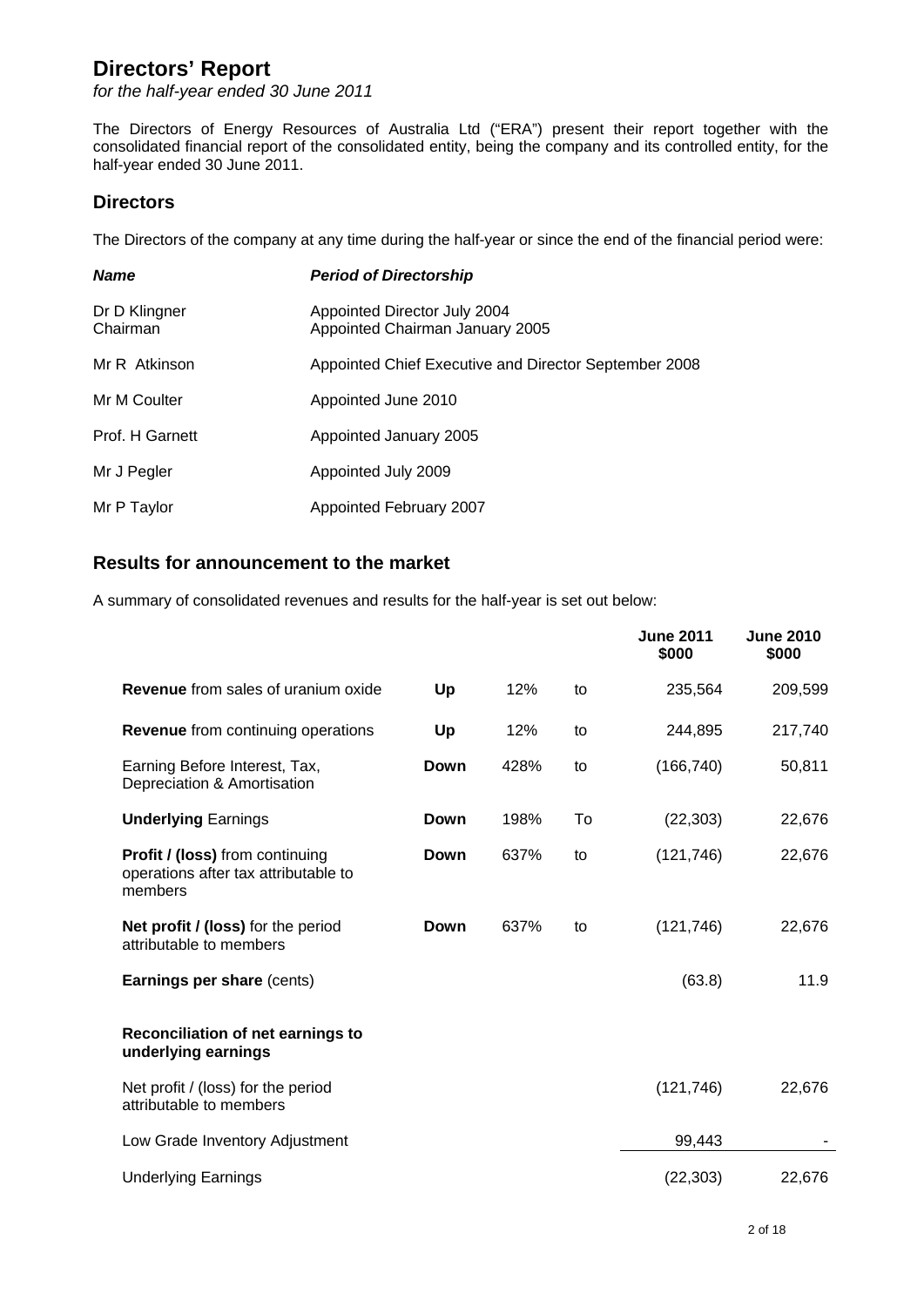# Directors' Report

*for the half-year ended 30 June 2011*

The Directors of Energy Resources of Australia Ltd ("ERA") present their report together with the consolidated financial report of the consolidated entity, being the company and its controlled entity, for the half-year ended 30 June 2011.

## Directors

The Directors of the company at any time during the half-year or since the end of the financial period were:

| ***Name*** | ***Period of Directorship*** |
|---|---|
| Dr D Klingner<br>Chairman | Appointed Director July 2004<br>Appointed Chairman January 2005 |
| Mr R Atkinson | Appointed Chief Executive and Director September 2008 |
| Mr M Coulter | Appointed June 2010 |
| Prof. H Garnett | Appointed January 2005 |
| Mr J Pegler | Appointed July 2009 |
| Mr P Taylor | Appointed February 2007 |

## Results for announcement to the market

A summary of consolidated revenues and results for the half-year is set out below:

| | | | | **June 2011 $000** | **June 2010 $000** |
|---|---|---|---|---|---|
| **Revenue** from sales of uranium oxide | **Up** | 12% | to | 235,564 | 209,599 |
| **Revenue** from continuing operations | **Up** | 12% | to | 244,895 | 217,740 |
| Earning Before Interest, Tax, Depreciation & Amortisation | **Down** | 428% | to | (166,740) | 50,811 |
| **Underlying** Earnings | **Down** | 198% | To | (22,303) | 22,676 |
| **Profit / (loss)** from continuing operations after tax attributable to members | **Down** | 637% | to | (121,746) | 22,676 |
| **Net profit / (loss)** for the period attributable to members | **Down** | 637% | to | (121,746) | 22,676 |
| **Earnings per share** (cents) | | | | (63.8) | 11.9 |
| **Reconciliation of net earnings to underlying earnings** | | | | | |
| Net profit / (loss) for the period attributable to members | | | | (121,746) | 22,676 |
| Low Grade Inventory Adjustment | | | | 99,443 | - |
| Underlying Earnings | | | | (22,303) | 22,676 |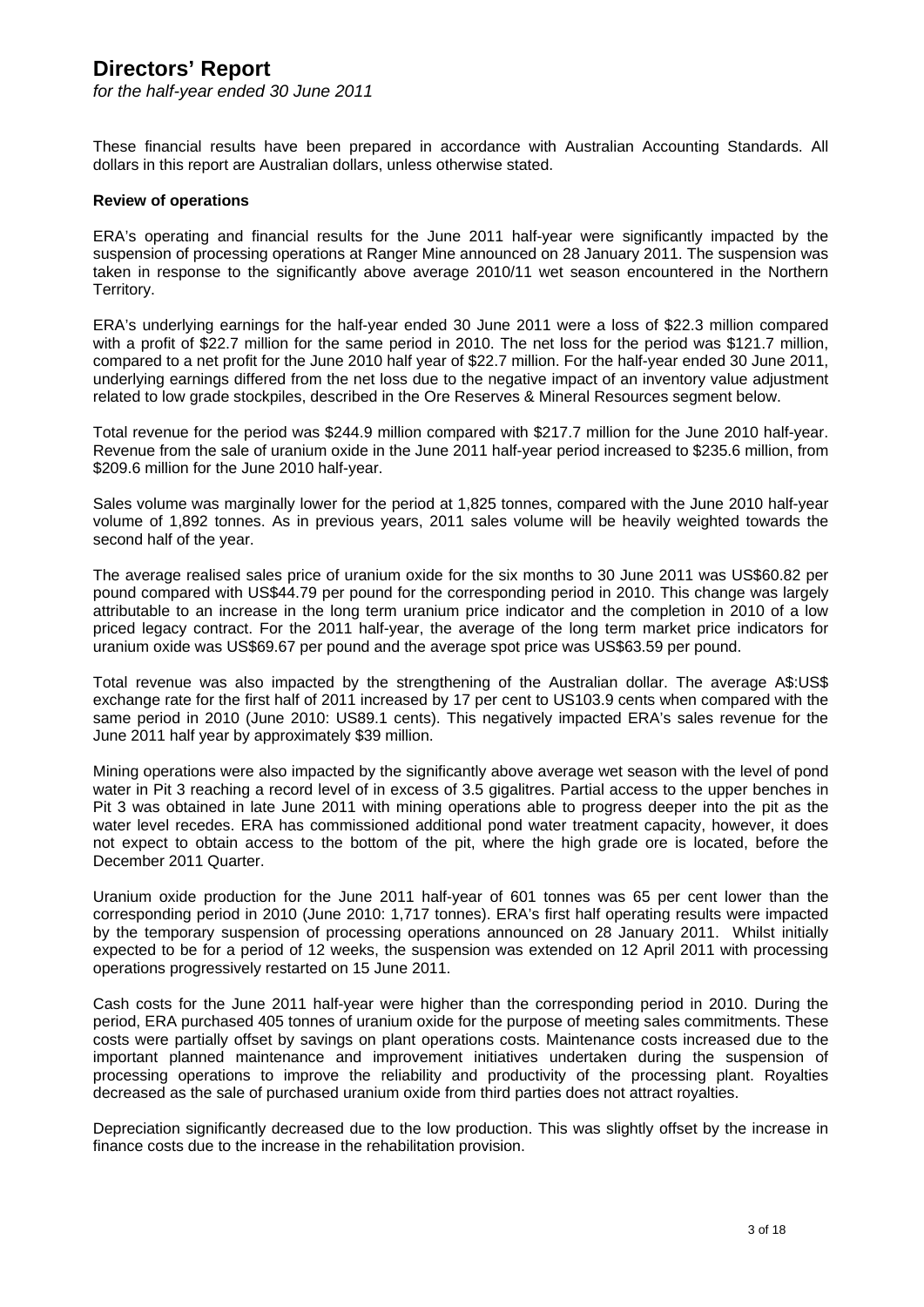# Directors' Report

*for the half-year ended 30 June 2011*

These financial results have been prepared in accordance with Australian Accounting Standards. All dollars in this report are Australian dollars, unless otherwise stated.

**Review of operations**

ERA's operating and financial results for the June 2011 half-year were significantly impacted by the suspension of processing operations at Ranger Mine announced on 28 January 2011. The suspension was taken in response to the significantly above average 2010/11 wet season encountered in the Northern Territory.

ERA's underlying earnings for the half-year ended 30 June 2011 were a loss of \$22.3 million compared with a profit of \$22.7 million for the same period in 2010. The net loss for the period was \$121.7 million, compared to a net profit for the June 2010 half year of \$22.7 million. For the half-year ended 30 June 2011, underlying earnings differed from the net loss due to the negative impact of an inventory value adjustment related to low grade stockpiles, described in the Ore Reserves & Mineral Resources segment below.

Total revenue for the period was \$244.9 million compared with \$217.7 million for the June 2010 half-year. Revenue from the sale of uranium oxide in the June 2011 half-year period increased to \$235.6 million, from \$209.6 million for the June 2010 half-year.

Sales volume was marginally lower for the period at 1,825 tonnes, compared with the June 2010 half-year volume of 1,892 tonnes. As in previous years, 2011 sales volume will be heavily weighted towards the second half of the year.

The average realised sales price of uranium oxide for the six months to 30 June 2011 was US\$60.82 per pound compared with US\$44.79 per pound for the corresponding period in 2010. This change was largely attributable to an increase in the long term uranium price indicator and the completion in 2010 of a low priced legacy contract. For the 2011 half-year, the average of the long term market price indicators for uranium oxide was US\$69.67 per pound and the average spot price was US\$63.59 per pound.

Total revenue was also impacted by the strengthening of the Australian dollar. The average A\$:US\$ exchange rate for the first half of 2011 increased by 17 per cent to US103.9 cents when compared with the same period in 2010 (June 2010: US89.1 cents). This negatively impacted ERA's sales revenue for the June 2011 half year by approximately \$39 million.

Mining operations were also impacted by the significantly above average wet season with the level of pond water in Pit 3 reaching a record level of in excess of 3.5 gigalitres. Partial access to the upper benches in Pit 3 was obtained in late June 2011 with mining operations able to progress deeper into the pit as the water level recedes. ERA has commissioned additional pond water treatment capacity, however, it does not expect to obtain access to the bottom of the pit, where the high grade ore is located, before the December 2011 Quarter.

Uranium oxide production for the June 2011 half-year of 601 tonnes was 65 per cent lower than the corresponding period in 2010 (June 2010: 1,717 tonnes). ERA's first half operating results were impacted by the temporary suspension of processing operations announced on 28 January 2011. Whilst initially expected to be for a period of 12 weeks, the suspension was extended on 12 April 2011 with processing operations progressively restarted on 15 June 2011.

Cash costs for the June 2011 half-year were higher than the corresponding period in 2010. During the period, ERA purchased 405 tonnes of uranium oxide for the purpose of meeting sales commitments. These costs were partially offset by savings on plant operations costs. Maintenance costs increased due to the important planned maintenance and improvement initiatives undertaken during the suspension of processing operations to improve the reliability and productivity of the processing plant. Royalties decreased as the sale of purchased uranium oxide from third parties does not attract royalties.

Depreciation significantly decreased due to the low production. This was slightly offset by the increase in finance costs due to the increase in the rehabilitation provision.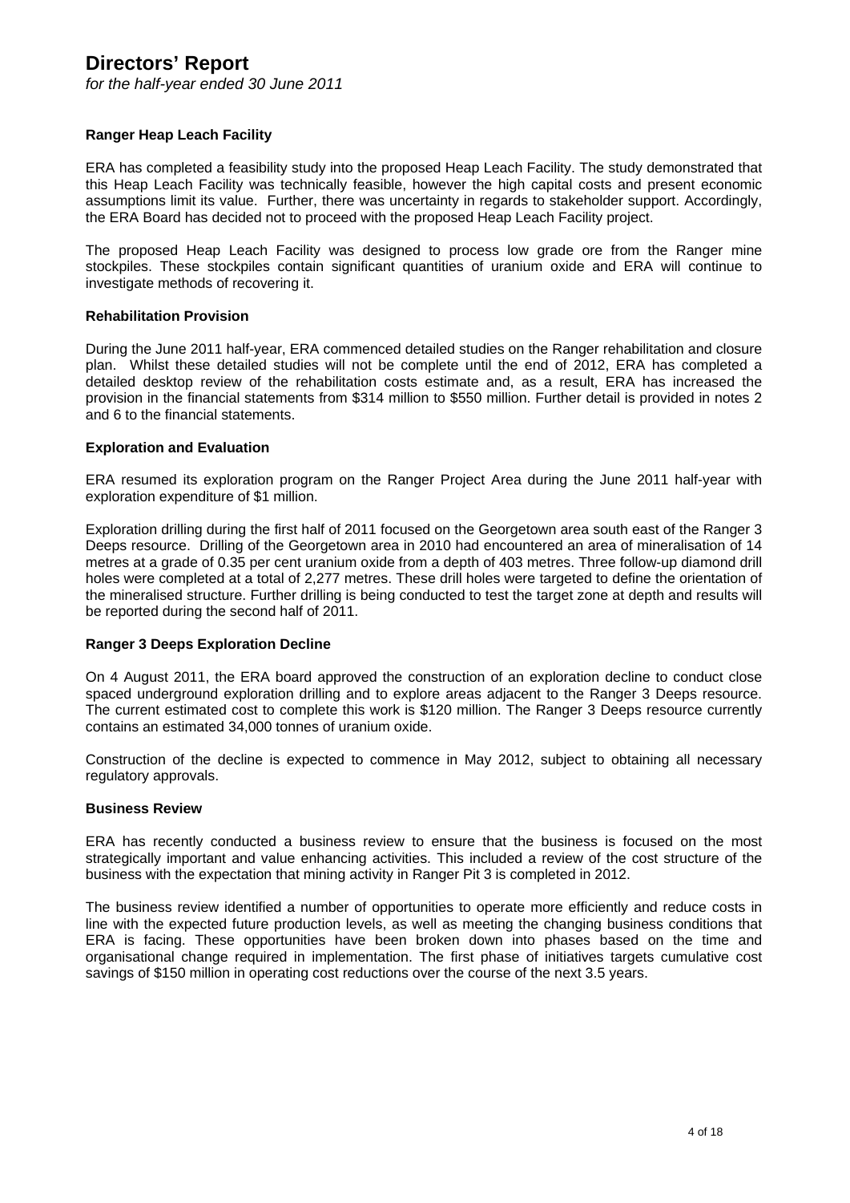# Directors' Report

*for the half-year ended 30 June 2011*

### Ranger Heap Leach Facility

ERA has completed a feasibility study into the proposed Heap Leach Facility. The study demonstrated that this Heap Leach Facility was technically feasible, however the high capital costs and present economic assumptions limit its value. Further, there was uncertainty in regards to stakeholder support. Accordingly, the ERA Board has decided not to proceed with the proposed Heap Leach Facility project.

The proposed Heap Leach Facility was designed to process low grade ore from the Ranger mine stockpiles. These stockpiles contain significant quantities of uranium oxide and ERA will continue to investigate methods of recovering it.

### Rehabilitation Provision

During the June 2011 half-year, ERA commenced detailed studies on the Ranger rehabilitation and closure plan. Whilst these detailed studies will not be complete until the end of 2012, ERA has completed a detailed desktop review of the rehabilitation costs estimate and, as a result, ERA has increased the provision in the financial statements from $314 million to $550 million. Further detail is provided in notes 2 and 6 to the financial statements.

### Exploration and Evaluation

ERA resumed its exploration program on the Ranger Project Area during the June 2011 half-year with exploration expenditure of $1 million.

Exploration drilling during the first half of 2011 focused on the Georgetown area south east of the Ranger 3 Deeps resource. Drilling of the Georgetown area in 2010 had encountered an area of mineralisation of 14 metres at a grade of 0.35 per cent uranium oxide from a depth of 403 metres. Three follow-up diamond drill holes were completed at a total of 2,277 metres. These drill holes were targeted to define the orientation of the mineralised structure. Further drilling is being conducted to test the target zone at depth and results will be reported during the second half of 2011.

### Ranger 3 Deeps Exploration Decline

On 4 August 2011, the ERA board approved the construction of an exploration decline to conduct close spaced underground exploration drilling and to explore areas adjacent to the Ranger 3 Deeps resource. The current estimated cost to complete this work is $120 million. The Ranger 3 Deeps resource currently contains an estimated 34,000 tonnes of uranium oxide.

Construction of the decline is expected to commence in May 2012, subject to obtaining all necessary regulatory approvals.

### Business Review

ERA has recently conducted a business review to ensure that the business is focused on the most strategically important and value enhancing activities. This included a review of the cost structure of the business with the expectation that mining activity in Ranger Pit 3 is completed in 2012.

The business review identified a number of opportunities to operate more efficiently and reduce costs in line with the expected future production levels, as well as meeting the changing business conditions that ERA is facing. These opportunities have been broken down into phases based on the time and organisational change required in implementation. The first phase of initiatives targets cumulative cost savings of $150 million in operating cost reductions over the course of the next 3.5 years.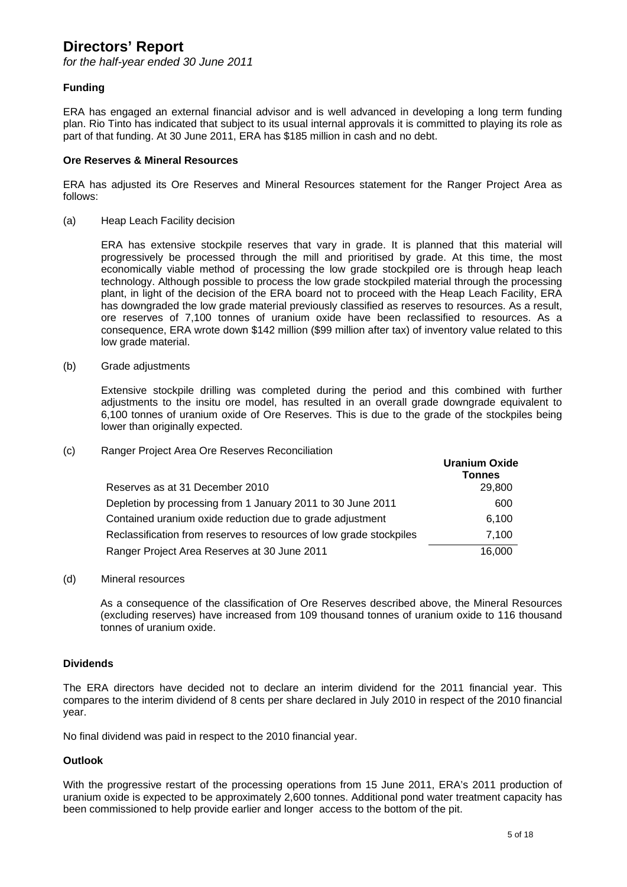# Directors' Report

*for the half-year ended 30 June 2011*

## Funding

ERA has engaged an external financial advisor and is well advanced in developing a long term funding plan. Rio Tinto has indicated that subject to its usual internal approvals it is committed to playing its role as part of that funding. At 30 June 2011, ERA has $185 million in cash and no debt.

## Ore Reserves & Mineral Resources

ERA has adjusted its Ore Reserves and Mineral Resources statement for the Ranger Project Area as follows:

(a) Heap Leach Facility decision

ERA has extensive stockpile reserves that vary in grade. It is planned that this material will progressively be processed through the mill and prioritised by grade. At this time, the most economically viable method of processing the low grade stockpiled ore is through heap leach technology. Although possible to process the low grade stockpiled material through the processing plant, in light of the decision of the ERA board not to proceed with the Heap Leach Facility, ERA has downgraded the low grade material previously classified as reserves to resources. As a result, ore reserves of 7,100 tonnes of uranium oxide have been reclassified to resources. As a consequence, ERA wrote down $142 million ($99 million after tax) of inventory value related to this low grade material.

(b) Grade adjustments

Extensive stockpile drilling was completed during the period and this combined with further adjustments to the insitu ore model, has resulted in an overall grade downgrade equivalent to 6,100 tonnes of uranium oxide of Ore Reserves. This is due to the grade of the stockpiles being lower than originally expected.

(c) Ranger Project Area Ore Reserves Reconciliation

| | Uranium Oxide Tonnes |
|---|---|
| Reserves as at 31 December 2010 | 29,800 |
| Depletion by processing from 1 January 2011 to 30 June 2011 | 600 |
| Contained uranium oxide reduction due to grade adjustment | 6,100 |
| Reclassification from reserves to resources of low grade stockpiles | 7,100 |
| Ranger Project Area Reserves at 30 June 2011 | 16,000 |

(d) Mineral resources

As a consequence of the classification of Ore Reserves described above, the Mineral Resources (excluding reserves) have increased from 109 thousand tonnes of uranium oxide to 116 thousand tonnes of uranium oxide.

## Dividends

The ERA directors have decided not to declare an interim dividend for the 2011 financial year. This compares to the interim dividend of 8 cents per share declared in July 2010 in respect of the 2010 financial year.

No final dividend was paid in respect to the 2010 financial year.

## Outlook

With the progressive restart of the processing operations from 15 June 2011, ERA's 2011 production of uranium oxide is expected to be approximately 2,600 tonnes. Additional pond water treatment capacity has been commissioned to help provide earlier and longer access to the bottom of the pit.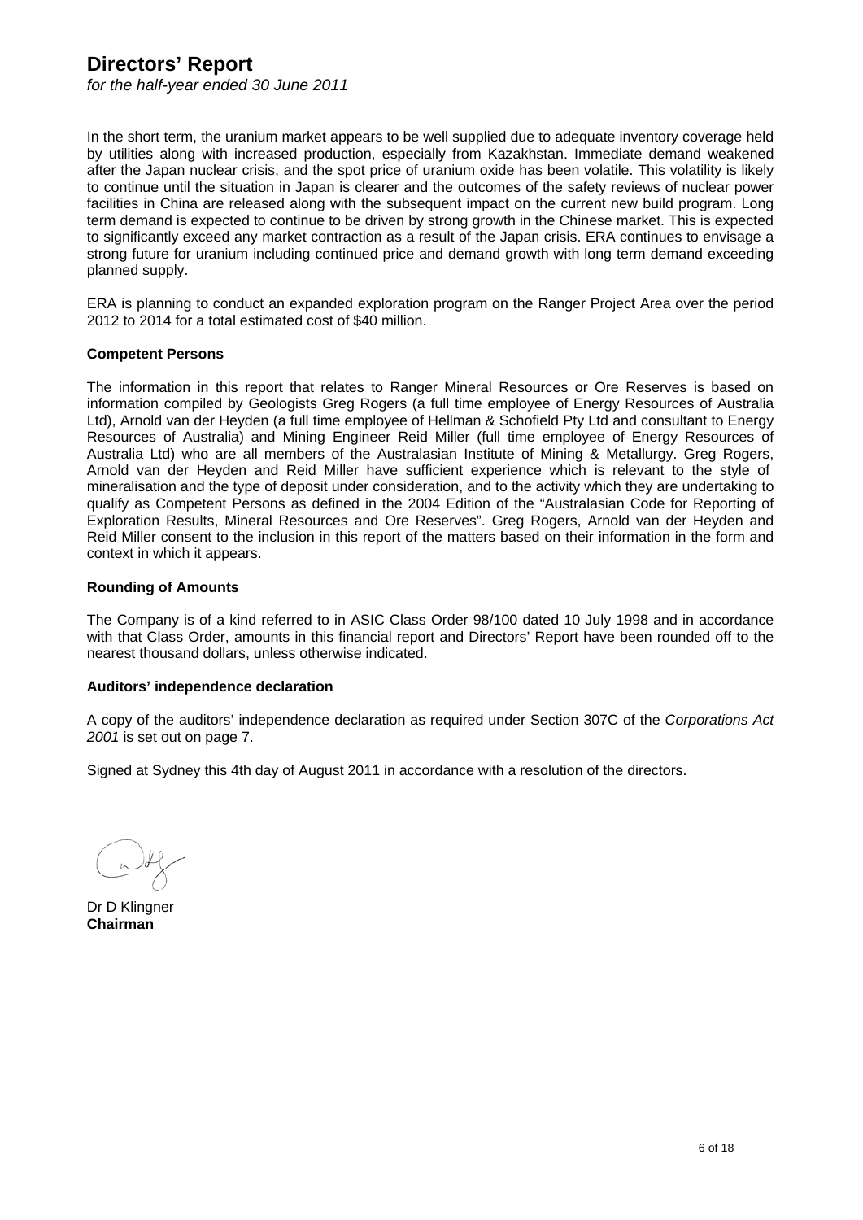# Directors' Report

*for the half-year ended 30 June 2011*

In the short term, the uranium market appears to be well supplied due to adequate inventory coverage held by utilities along with increased production, especially from Kazakhstan. Immediate demand weakened after the Japan nuclear crisis, and the spot price of uranium oxide has been volatile. This volatility is likely to continue until the situation in Japan is clearer and the outcomes of the safety reviews of nuclear power facilities in China are released along with the subsequent impact on the current new build program. Long term demand is expected to continue to be driven by strong growth in the Chinese market. This is expected to significantly exceed any market contraction as a result of the Japan crisis. ERA continues to envisage a strong future for uranium including continued price and demand growth with long term demand exceeding planned supply.

ERA is planning to conduct an expanded exploration program on the Ranger Project Area over the period 2012 to 2014 for a total estimated cost of $40 million.

**Competent Persons**

The information in this report that relates to Ranger Mineral Resources or Ore Reserves is based on information compiled by Geologists Greg Rogers (a full time employee of Energy Resources of Australia Ltd), Arnold van der Heyden (a full time employee of Hellman & Schofield Pty Ltd and consultant to Energy Resources of Australia) and Mining Engineer Reid Miller (full time employee of Energy Resources of Australia Ltd) who are all members of the Australasian Institute of Mining & Metallurgy. Greg Rogers, Arnold van der Heyden and Reid Miller have sufficient experience which is relevant to the style of mineralisation and the type of deposit under consideration, and to the activity which they are undertaking to qualify as Competent Persons as defined in the 2004 Edition of the "Australasian Code for Reporting of Exploration Results, Mineral Resources and Ore Reserves". Greg Rogers, Arnold van der Heyden and Reid Miller consent to the inclusion in this report of the matters based on their information in the form and context in which it appears.

**Rounding of Amounts**

The Company is of a kind referred to in ASIC Class Order 98/100 dated 10 July 1998 and in accordance with that Class Order, amounts in this financial report and Directors' Report have been rounded off to the nearest thousand dollars, unless otherwise indicated.

**Auditors' independence declaration**

A copy of the auditors' independence declaration as required under Section 307C of the *Corporations Act 2001* is set out on page 7.

Signed at Sydney this 4th day of August 2011 in accordance with a resolution of the directors.

Dr D Klingner
**Chairman**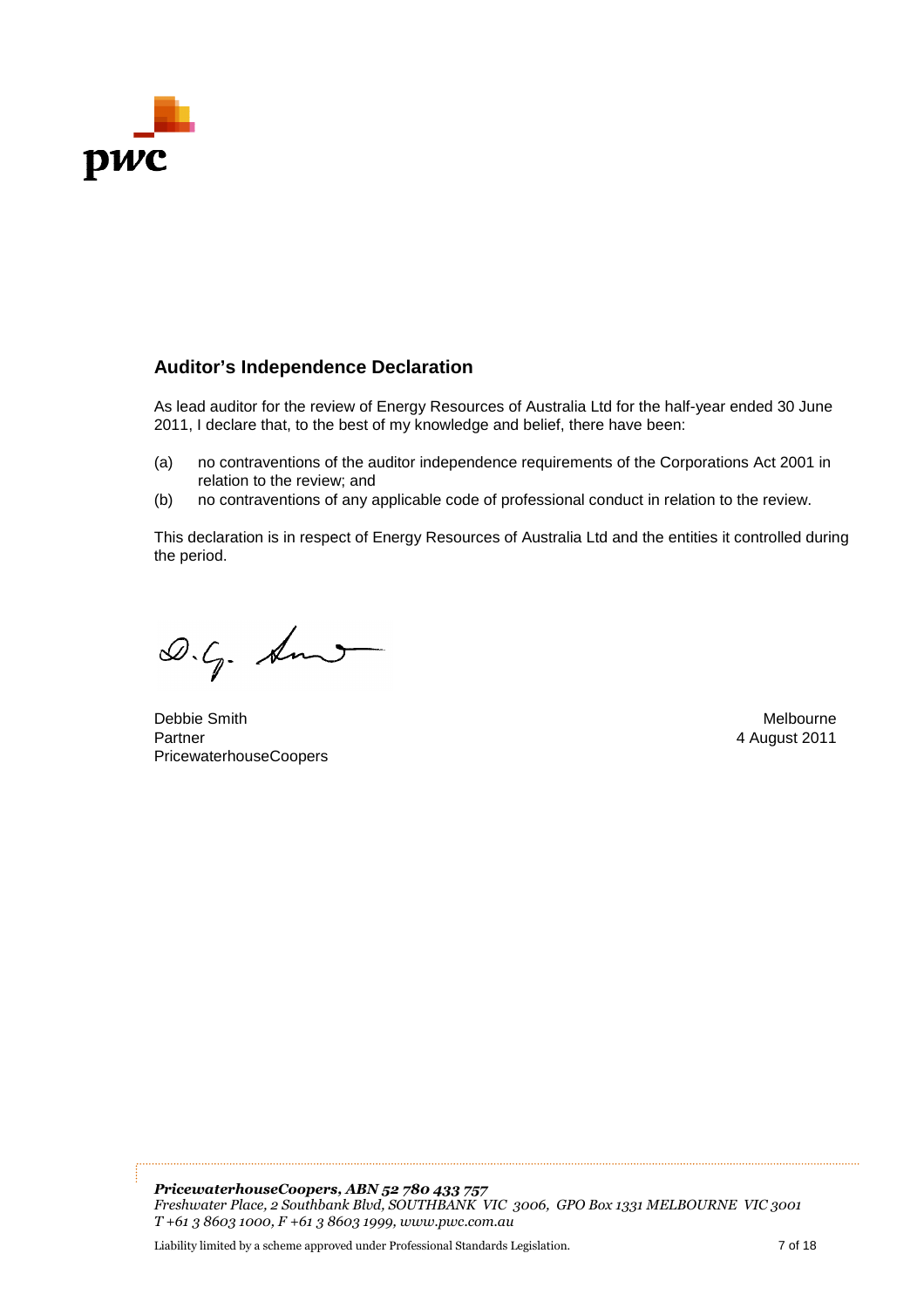## Auditor's Independence Declaration

As lead auditor for the review of Energy Resources of Australia Ltd for the half-year ended 30 June 2011, I declare that, to the best of my knowledge and belief, there have been:

(a) no contraventions of the auditor independence requirements of the Corporations Act 2001 in relation to the review; and

(b) no contraventions of any applicable code of professional conduct in relation to the review.

This declaration is in respect of Energy Resources of Australia Ltd and the entities it controlled during the period.

Debbie Smith
Partner
PricewaterhouseCoopers

Melbourne
4 August 2011

***PricewaterhouseCoopers, ABN 52 780 433 757***
*Freshwater Place, 2 Southbank Blvd, SOUTHBANK VIC 3006, GPO Box 1331 MELBOURNE VIC 3001*
*T +61 3 8603 1000, F +61 3 8603 1999, www.pwc.com.au*

Liability limited by a scheme approved under Professional Standards Legislation.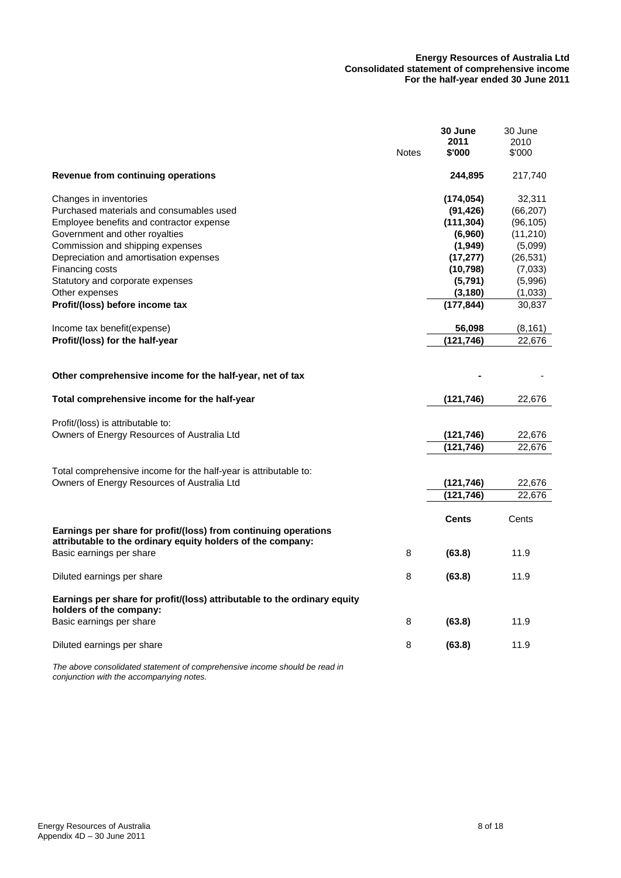**Energy Resources of Australia Ltd**
**Consolidated statement of comprehensive income**
**For the half-year ended 30 June 2011**

| | Notes | **30 June 2011 $'000** | 30 June 2010 $'000 |
|---|---|---|---|
| **Revenue from continuing operations** | | **244,895** | 217,740 |
| Changes in inventories | | **(174,054)** | 32,311 |
| Purchased materials and consumables used | | **(91,426)** | (66,207) |
| Employee benefits and contractor expense | | **(111,304)** | (96,105) |
| Government and other royalties | | **(6,960)** | (11,210) |
| Commission and shipping expenses | | **(1,949)** | (5,099) |
| Depreciation and amortisation expenses | | **(17,277)** | (26,531) |
| Financing costs | | **(10,798)** | (7,033) |
| Statutory and corporate expenses | | **(5,791)** | (5,996) |
| Other expenses | | **(3,180)** | (1,033) |
| **Profit/(loss) before income tax** | | **(177,844)** | 30,837 |
| Income tax benefit(expense) | | **56,098** | (8,161) |
| **Profit/(loss) for the half-year** | | **(121,746)** | 22,676 |
| **Other comprehensive income for the half-year, net of tax** | | **-** | - |
| **Total comprehensive income for the half-year** | | **(121,746)** | 22,676 |
| Profit/(loss) is attributable to: | | | |
| Owners of Energy Resources of Australia Ltd | | **(121,746)** | 22,676 |
| | | **(121,746)** | 22,676 |
| Total comprehensive income for the half-year is attributable to: | | | |
| Owners of Energy Resources of Australia Ltd | | **(121,746)** | 22,676 |
| | | **(121,746)** | 22,676 |
| | | **Cents** | Cents |
| **Earnings per share for profit/(loss) from continuing operations attributable to the ordinary equity holders of the company:** | | | |
| Basic earnings per share | 8 | **(63.8)** | 11.9 |
| Diluted earnings per share | 8 | **(63.8)** | 11.9 |
| **Earnings per share for profit/(loss) attributable to the ordinary equity holders of the company:** | | | |
| Basic earnings per share | 8 | **(63.8)** | 11.9 |
| Diluted earnings per share | 8 | **(63.8)** | 11.9 |

*The above consolidated statement of comprehensive income should be read in conjunction with the accompanying notes.*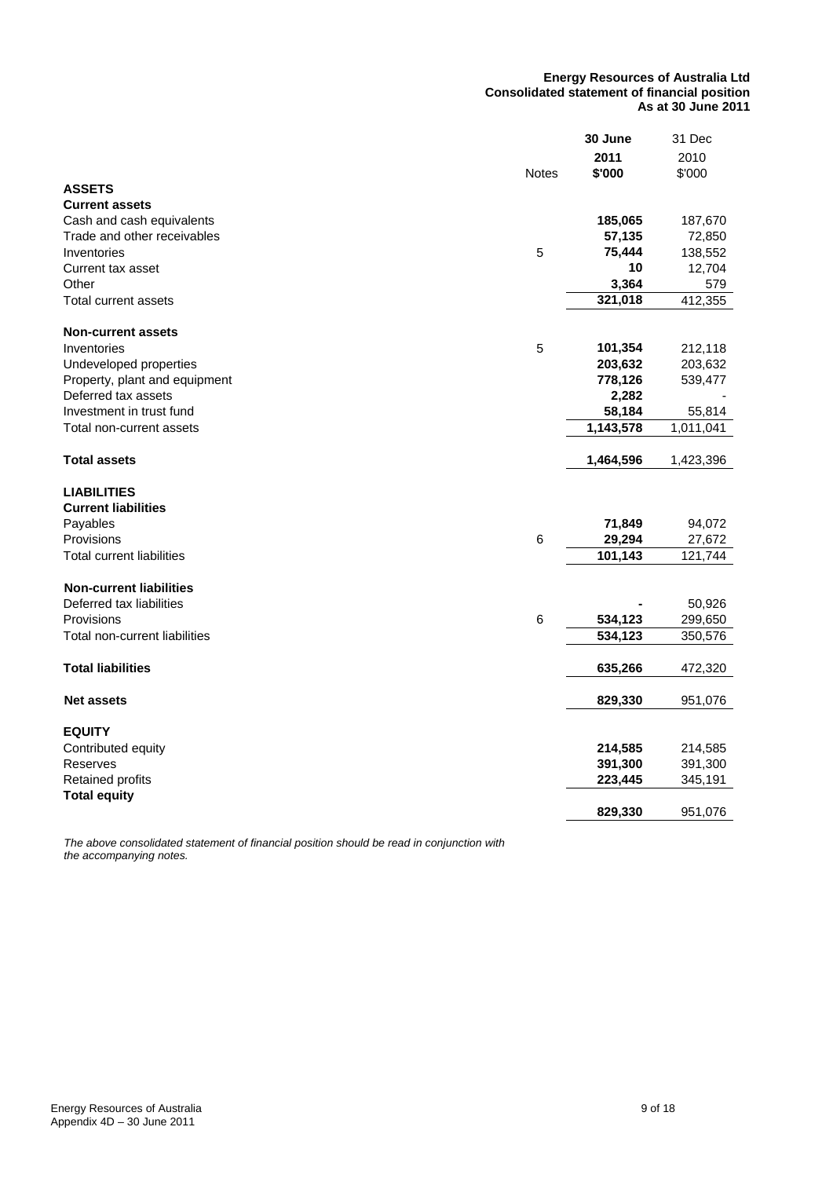**Energy Resources of Australia Ltd**
**Consolidated statement of financial position**
**As at 30 June 2011**

| | Notes | 30 June 2011 $'000 | 31 Dec 2010 $'000 |
|---|---|---|---|
| **ASSETS** | | | |
| **Current assets** | | | |
| Cash and cash equivalents | | **185,065** | 187,670 |
| Trade and other receivables | | **57,135** | 72,850 |
| Inventories | 5 | **75,444** | 138,552 |
| Current tax asset | | **10** | 12,704 |
| Other | | **3,364** | 579 |
| Total current assets | | **321,018** | 412,355 |
| | | | |
| **Non-current assets** | | | |
| Inventories | 5 | **101,354** | 212,118 |
| Undeveloped properties | | **203,632** | 203,632 |
| Property, plant and equipment | | **778,126** | 539,477 |
| Deferred tax assets | | **2,282** | - |
| Investment in trust fund | | **58,184** | 55,814 |
| Total non-current assets | | **1,143,578** | 1,011,041 |
| | | | |
| **Total assets** | | **1,464,596** | 1,423,396 |
| | | | |
| **LIABILITIES** | | | |
| **Current liabilities** | | | |
| Payables | | **71,849** | 94,072 |
| Provisions | 6 | **29,294** | 27,672 |
| Total current liabilities | | **101,143** | 121,744 |
| | | | |
| **Non-current liabilities** | | | |
| Deferred tax liabilities | | **-** | 50,926 |
| Provisions | 6 | **534,123** | 299,650 |
| Total non-current liabilities | | **534,123** | 350,576 |
| | | | |
| **Total liabilities** | | **635,266** | 472,320 |
| | | | |
| **Net assets** | | **829,330** | 951,076 |
| | | | |
| **EQUITY** | | | |
| Contributed equity | | **214,585** | 214,585 |
| Reserves | | **391,300** | 391,300 |
| Retained profits | | **223,445** | 345,191 |
| **Total equity** | | **829,330** | 951,076 |

*The above consolidated statement of financial position should be read in conjunction with the accompanying notes.*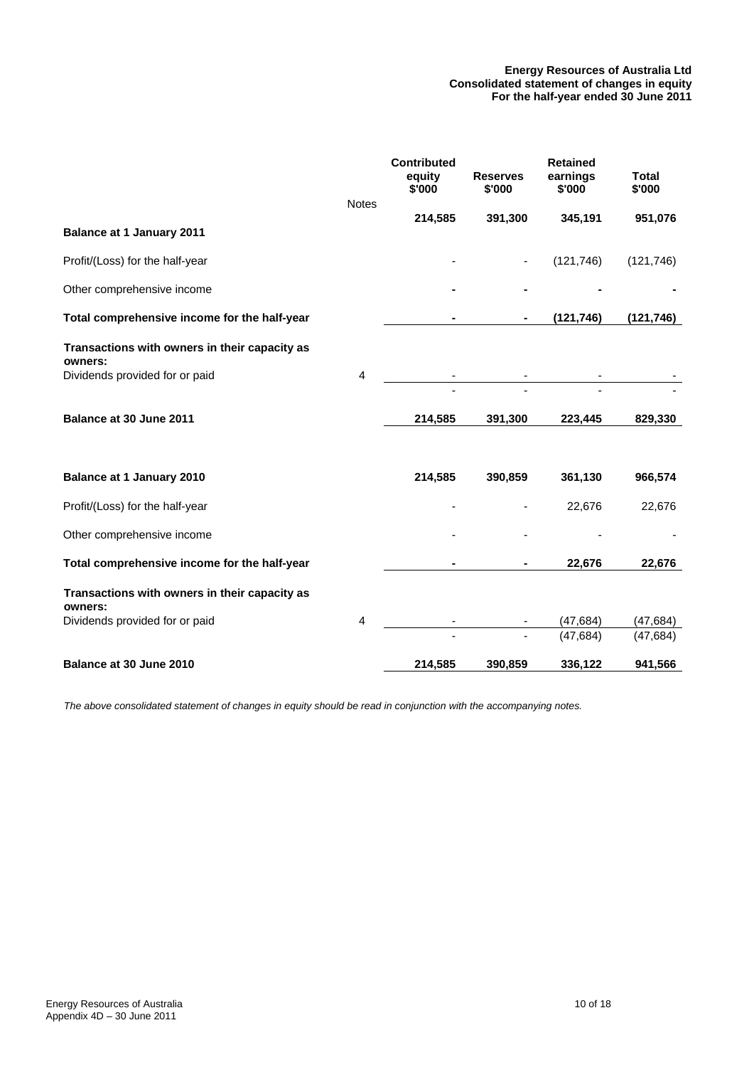**Energy Resources of Australia Ltd**
**Consolidated statement of changes in equity**
**For the half-year ended 30 June 2011**

| | Notes | Contributed equity $'000 | Reserves $'000 | Retained earnings $'000 | Total $'000 |
|---|---|---|---|---|---|
| **Balance at 1 January 2011** | | **214,585** | **391,300** | **345,191** | **951,076** |
| Profit/(Loss) for the half-year | | - | - | (121,746) | (121,746) |
| Other comprehensive income | | **-** | **-** | **-** | **-** |
| **Total comprehensive income for the half-year** | | **-** | **-** | **(121,746)** | **(121,746)** |
| **Transactions with owners in their capacity as owners:** | | | | | |
| Dividends provided for or paid | 4 | - | - | - | - |
| | | - | - | - | - |
| **Balance at 30 June 2011** | | **214,585** | **391,300** | **223,445** | **829,330** |
| | | | | | |
| **Balance at 1 January 2010** | | **214,585** | **390,859** | **361,130** | **966,574** |
| Profit/(Loss) for the half-year | | - | - | 22,676 | 22,676 |
| Other comprehensive income | | - | - | - | - |
| **Total comprehensive income for the half-year** | | **-** | **-** | **22,676** | **22,676** |
| **Transactions with owners in their capacity as owners:** | | | | | |
| Dividends provided for or paid | 4 | - | - | (47,684) | (47,684) |
| | | - | - | (47,684) | (47,684) |
| **Balance at 30 June 2010** | | **214,585** | **390,859** | **336,122** | **941,566** |

*The above consolidated statement of changes in equity should be read in conjunction with the accompanying notes.*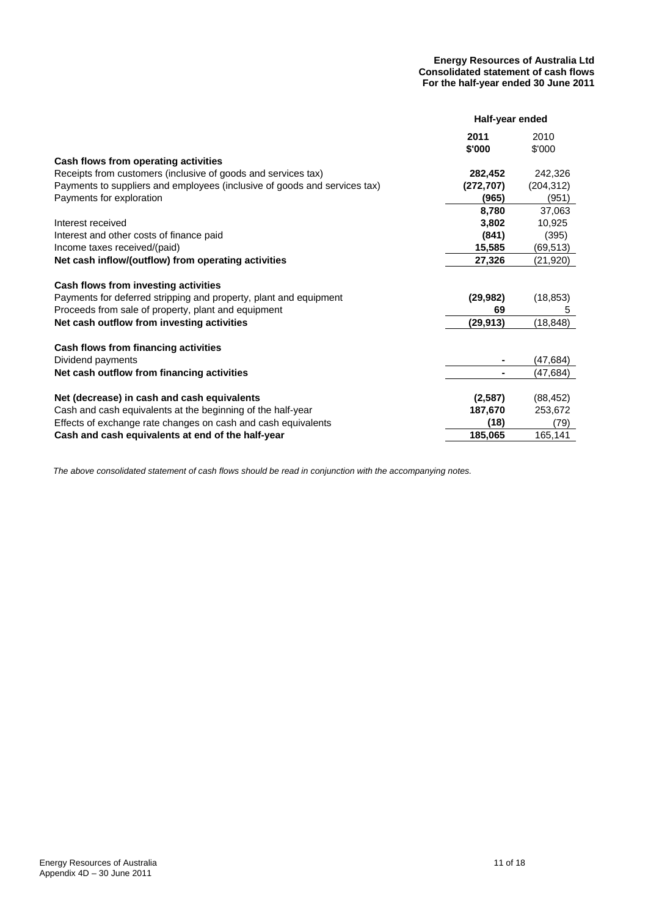**Energy Resources of Australia Ltd**
**Consolidated statement of cash flows**
**For the half-year ended 30 June 2011**

| | Half-year ended | |
|---|---|---|
| | **2011** | 2010 |
| | **$'000** | $'000 |
| **Cash flows from operating activities** | | |
| Receipts from customers (inclusive of goods and services tax) | **282,452** | 242,326 |
| Payments to suppliers and employees (inclusive of goods and services tax) | **(272,707)** | (204,312) |
| Payments for exploration | **(965)** | (951) |
| | **8,780** | 37,063 |
| Interest received | **3,802** | 10,925 |
| Interest and other costs of finance paid | **(841)** | (395) |
| Income taxes received/(paid) | **15,585** | (69,513) |
| **Net cash inflow/(outflow) from operating activities** | **27,326** | (21,920) |
| **Cash flows from investing activities** | | |
| Payments for deferred stripping and property, plant and equipment | **(29,982)** | (18,853) |
| Proceeds from sale of property, plant and equipment | **69** | 5 |
| **Net cash outflow from investing activities** | **(29,913)** | (18,848) |
| **Cash flows from financing activities** | | |
| Dividend payments | **-** | (47,684) |
| **Net cash outflow from financing activities** | **-** | (47,684) |
| **Net (decrease) in cash and cash equivalents** | **(2,587)** | (88,452) |
| Cash and cash equivalents at the beginning of the half-year | **187,670** | 253,672 |
| Effects of exchange rate changes on cash and cash equivalents | **(18)** | (79) |
| **Cash and cash equivalents at end of the half-year** | **185,065** | 165,141 |

*The above consolidated statement of cash flows should be read in conjunction with the accompanying notes.*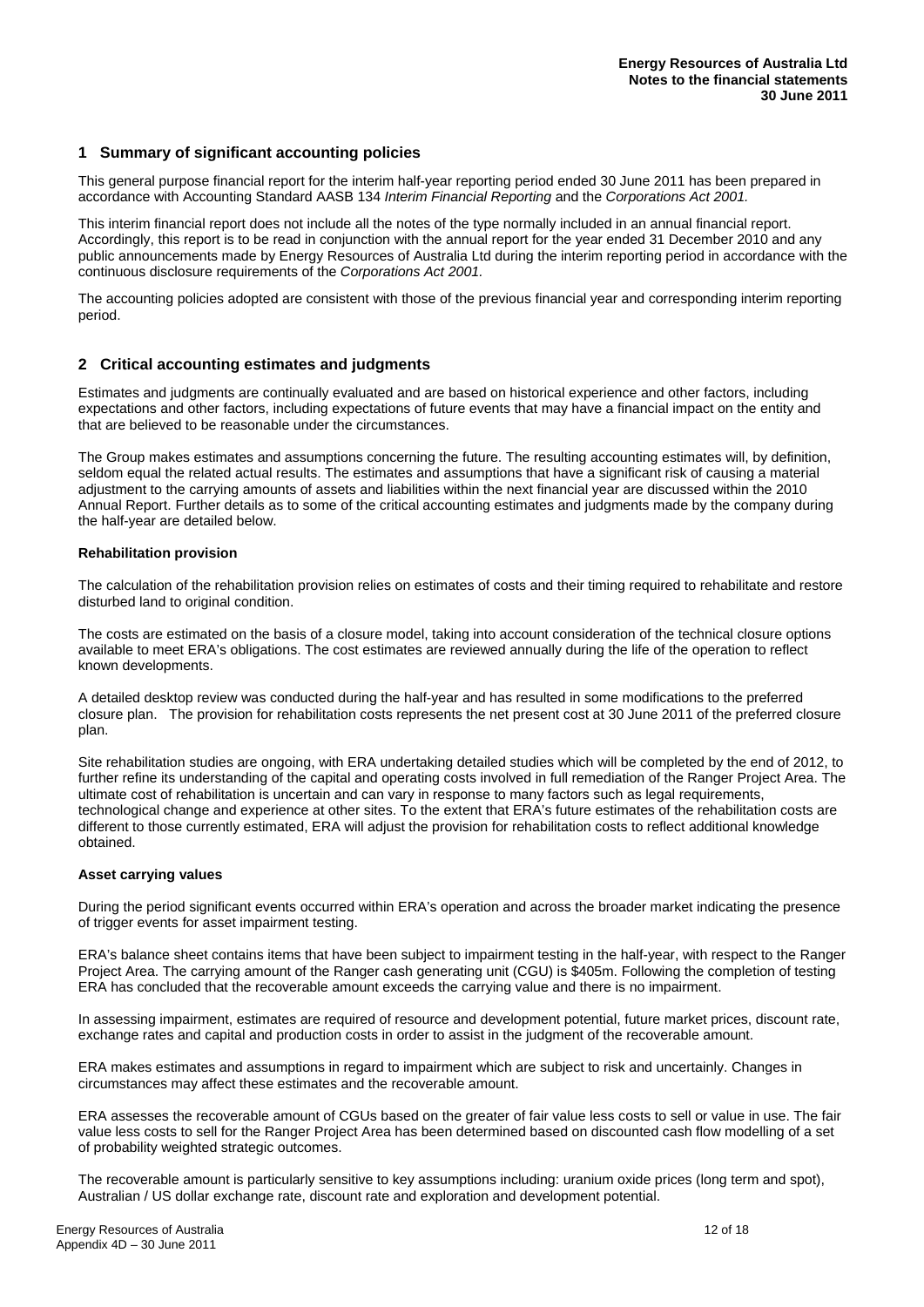## 1 Summary of significant accounting policies

This general purpose financial report for the interim half-year reporting period ended 30 June 2011 has been prepared in accordance with Accounting Standard AASB 134 *Interim Financial Reporting* and the *Corporations Act 2001.*

This interim financial report does not include all the notes of the type normally included in an annual financial report. Accordingly, this report is to be read in conjunction with the annual report for the year ended 31 December 2010 and any public announcements made by Energy Resources of Australia Ltd during the interim reporting period in accordance with the continuous disclosure requirements of the *Corporations Act 2001.*

The accounting policies adopted are consistent with those of the previous financial year and corresponding interim reporting period.

## 2 Critical accounting estimates and judgments

Estimates and judgments are continually evaluated and are based on historical experience and other factors, including expectations and other factors, including expectations of future events that may have a financial impact on the entity and that are believed to be reasonable under the circumstances.

The Group makes estimates and assumptions concerning the future. The resulting accounting estimates will, by definition, seldom equal the related actual results. The estimates and assumptions that have a significant risk of causing a material adjustment to the carrying amounts of assets and liabilities within the next financial year are discussed within the 2010 Annual Report. Further details as to some of the critical accounting estimates and judgments made by the company during the half-year are detailed below.

**Rehabilitation provision**

The calculation of the rehabilitation provision relies on estimates of costs and their timing required to rehabilitate and restore disturbed land to original condition.

The costs are estimated on the basis of a closure model, taking into account consideration of the technical closure options available to meet ERA's obligations. The cost estimates are reviewed annually during the life of the operation to reflect known developments.

A detailed desktop review was conducted during the half-year and has resulted in some modifications to the preferred closure plan. The provision for rehabilitation costs represents the net present cost at 30 June 2011 of the preferred closure plan.

Site rehabilitation studies are ongoing, with ERA undertaking detailed studies which will be completed by the end of 2012, to further refine its understanding of the capital and operating costs involved in full remediation of the Ranger Project Area. The ultimate cost of rehabilitation is uncertain and can vary in response to many factors such as legal requirements, technological change and experience at other sites. To the extent that ERA's future estimates of the rehabilitation costs are different to those currently estimated, ERA will adjust the provision for rehabilitation costs to reflect additional knowledge obtained.

**Asset carrying values**

During the period significant events occurred within ERA's operation and across the broader market indicating the presence of trigger events for asset impairment testing.

ERA's balance sheet contains items that have been subject to impairment testing in the half-year, with respect to the Ranger Project Area. The carrying amount of the Ranger cash generating unit (CGU) is $405m. Following the completion of testing ERA has concluded that the recoverable amount exceeds the carrying value and there is no impairment.

In assessing impairment, estimates are required of resource and development potential, future market prices, discount rate, exchange rates and capital and production costs in order to assist in the judgment of the recoverable amount.

ERA makes estimates and assumptions in regard to impairment which are subject to risk and uncertainly. Changes in circumstances may affect these estimates and the recoverable amount.

ERA assesses the recoverable amount of CGUs based on the greater of fair value less costs to sell or value in use. The fair value less costs to sell for the Ranger Project Area has been determined based on discounted cash flow modelling of a set of probability weighted strategic outcomes.

The recoverable amount is particularly sensitive to key assumptions including: uranium oxide prices (long term and spot), Australian / US dollar exchange rate, discount rate and exploration and development potential.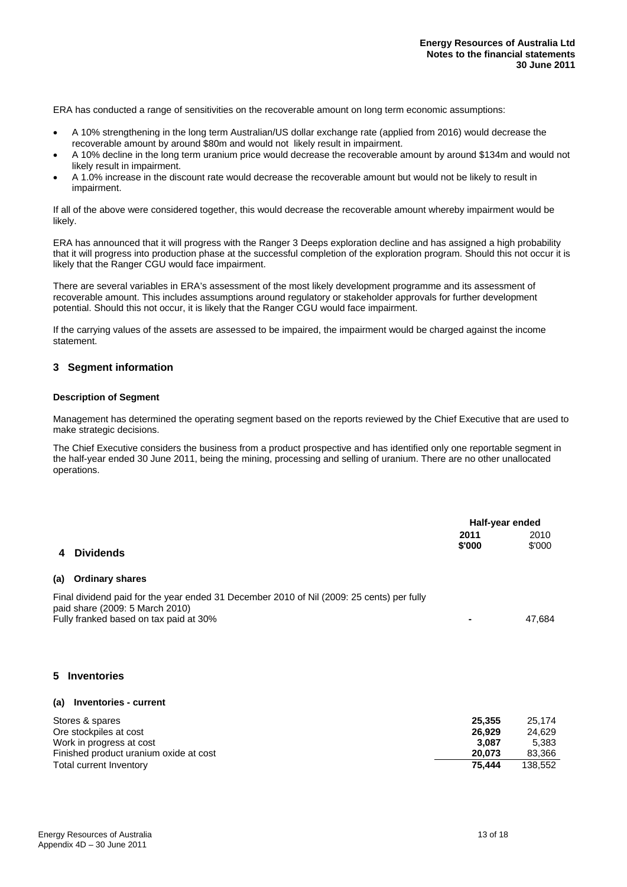ERA has conducted a range of sensitivities on the recoverable amount on long term economic assumptions:

- A 10% strengthening in the long term Australian/US dollar exchange rate (applied from 2016) would decrease the recoverable amount by around \$80m and would not likely result in impairment.
- A 10% decline in the long term uranium price would decrease the recoverable amount by around \$134m and would not likely result in impairment.
- A 1.0% increase in the discount rate would decrease the recoverable amount but would not be likely to result in impairment.

If all of the above were considered together, this would decrease the recoverable amount whereby impairment would be likely.

ERA has announced that it will progress with the Ranger 3 Deeps exploration decline and has assigned a high probability that it will progress into production phase at the successful completion of the exploration program. Should this not occur it is likely that the Ranger CGU would face impairment.

There are several variables in ERA's assessment of the most likely development programme and its assessment of recoverable amount. This includes assumptions around regulatory or stakeholder approvals for further development potential. Should this not occur, it is likely that the Ranger CGU would face impairment.

If the carrying values of the assets are assessed to be impaired, the impairment would be charged against the income statement.

## 3 Segment information

**Description of Segment**

Management has determined the operating segment based on the reports reviewed by the Chief Executive that are used to make strategic decisions.

The Chief Executive considers the business from a product prospective and has identified only one reportable segment in the half-year ended 30 June 2011, being the mining, processing and selling of uranium. There are no other unallocated operations.

## 4 Dividends

| | Half-year ended | |
|---|---|---|
| | **2011 \$'000** | 2010 \$'000 |
| **(a) Ordinary shares** | | |
| Final dividend paid for the year ended 31 December 2010 of Nil (2009: 25 cents) per fully paid share (2009: 5 March 2010) Fully franked based on tax paid at 30% | **-** | 47,684 |

## 5 Inventories

**(a) Inventories - current**

| | **2011 \$'000** | 2010 \$'000 |
|---|---|---|
| Stores & spares | **25,355** | 25,174 |
| Ore stockpiles at cost | **26,929** | 24,629 |
| Work in progress at cost | **3,087** | 5,383 |
| Finished product uranium oxide at cost | **20,073** | 83,366 |
| Total current Inventory | **75,444** | 138,552 |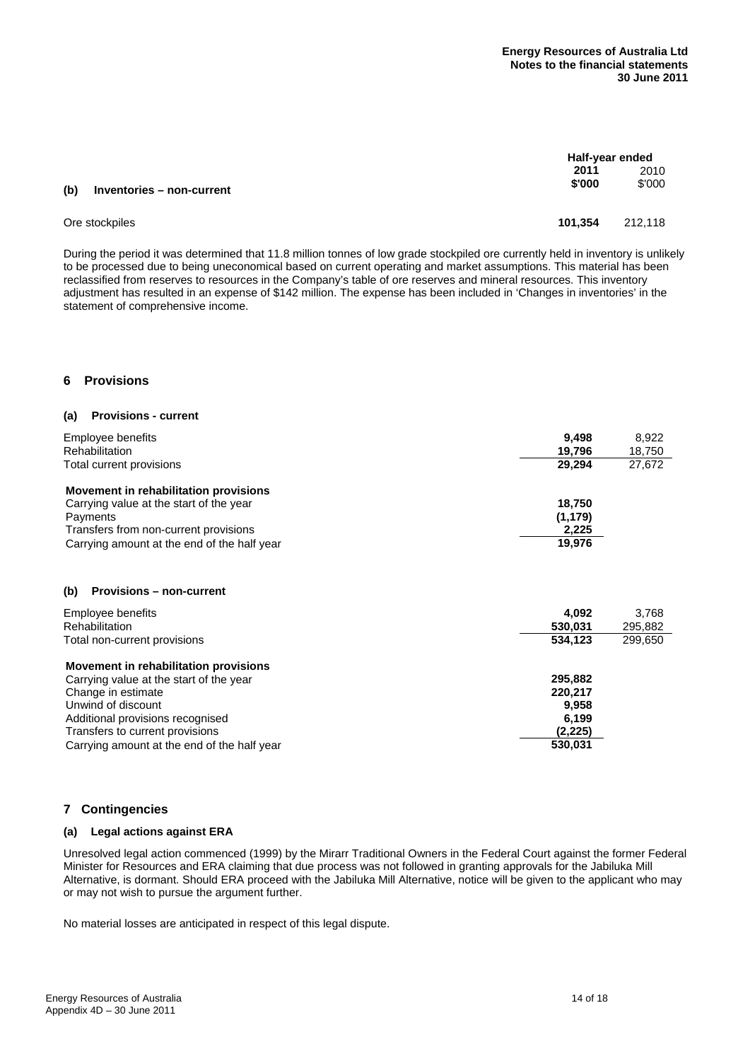| (b) Inventories – non-current | Half-year ended 2011 $'000 | 2010 $'000 |
|---|---|---|
| Ore stockpiles | **101,354** | 212,118 |

During the period it was determined that 11.8 million tonnes of low grade stockpiled ore currently held in inventory is unlikely to be processed due to being uneconomical based on current operating and market assumptions. This material has been reclassified from reserves to resources in the Company's table of ore reserves and mineral resources. This inventory adjustment has resulted in an expense of $142 million. The expense has been included in 'Changes in inventories' in the statement of comprehensive income.

## 6 Provisions

### (a) Provisions - current

| | 2011 | 2010 |
|---|---|---|
| Employee benefits | **9,498** | 8,922 |
| Rehabilitation | **19,796** | 18,750 |
| Total current provisions | **29,294** | 27,672 |
| | | |
| **Movement in rehabilitation provisions** | | |
| Carrying value at the start of the year | **18,750** | |
| Payments | **(1,179)** | |
| Transfers from non-current provisions | **2,225** | |
| Carrying amount at the end of the half year | **19,976** | |

### (b) Provisions – non-current

| | 2011 | 2010 |
|---|---|---|
| Employee benefits | **4,092** | 3,768 |
| Rehabilitation | **530,031** | 295,882 |
| Total non-current provisions | **534,123** | 299,650 |
| | | |
| **Movement in rehabilitation provisions** | | |
| Carrying value at the start of the year | **295,882** | |
| Change in estimate | **220,217** | |
| Unwind of discount | **9,958** | |
| Additional provisions recognised | **6,199** | |
| Transfers to current provisions | **(2,225)** | |
| Carrying amount at the end of the half year | **530,031** | |

## 7 Contingencies

### (a) Legal actions against ERA

Unresolved legal action commenced (1999) by the Mirarr Traditional Owners in the Federal Court against the former Federal Minister for Resources and ERA claiming that due process was not followed in granting approvals for the Jabiluka Mill Alternative, is dormant. Should ERA proceed with the Jabiluka Mill Alternative, notice will be given to the applicant who may or may not wish to pursue the argument further.

No material losses are anticipated in respect of this legal dispute.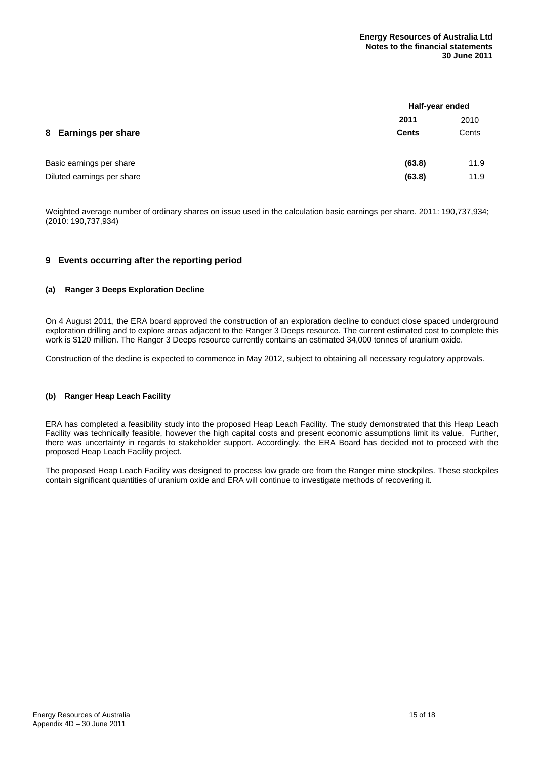## 8 Earnings per share

| | Half-year ended | |
|---|---|---|
| | **2011** | 2010 |
| | **Cents** | Cents |
| Basic earnings per share | **(63.8)** | 11.9 |
| Diluted earnings per share | **(63.8)** | 11.9 |

Weighted average number of ordinary shares on issue used in the calculation basic earnings per share. 2011: 190,737,934; (2010: 190,737,934)

## 9 Events occurring after the reporting period

### (a) Ranger 3 Deeps Exploration Decline

On 4 August 2011, the ERA board approved the construction of an exploration decline to conduct close spaced underground exploration drilling and to explore areas adjacent to the Ranger 3 Deeps resource. The current estimated cost to complete this work is $120 million. The Ranger 3 Deeps resource currently contains an estimated 34,000 tonnes of uranium oxide.

Construction of the decline is expected to commence in May 2012, subject to obtaining all necessary regulatory approvals.

### (b) Ranger Heap Leach Facility

ERA has completed a feasibility study into the proposed Heap Leach Facility. The study demonstrated that this Heap Leach Facility was technically feasible, however the high capital costs and present economic assumptions limit its value. Further, there was uncertainty in regards to stakeholder support. Accordingly, the ERA Board has decided not to proceed with the proposed Heap Leach Facility project.

The proposed Heap Leach Facility was designed to process low grade ore from the Ranger mine stockpiles. These stockpiles contain significant quantities of uranium oxide and ERA will continue to investigate methods of recovering it.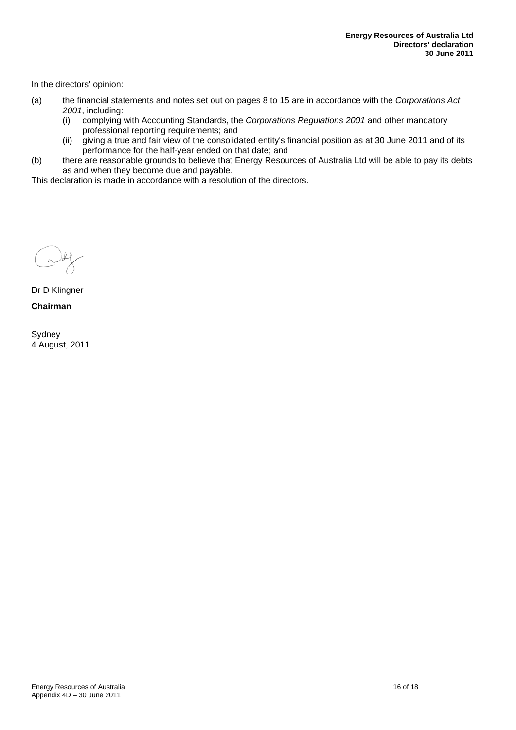**Energy Resources of Australia Ltd**
**Directors' declaration**
**30 June 2011**

In the directors' opinion:

(a) the financial statements and notes set out on pages 8 to 15 are in accordance with the *Corporations Act 2001*, including:
   (i) complying with Accounting Standards, the *Corporations Regulations 2001* and other mandatory professional reporting requirements; and
   (ii) giving a true and fair view of the consolidated entity's financial position as at 30 June 2011 and of its performance for the half-year ended on that date; and

(b) there are reasonable grounds to believe that Energy Resources of Australia Ltd will be able to pay its debts as and when they become due and payable.

This declaration is made in accordance with a resolution of the directors.

Dr D Klingner

**Chairman**

Sydney
4 August, 2011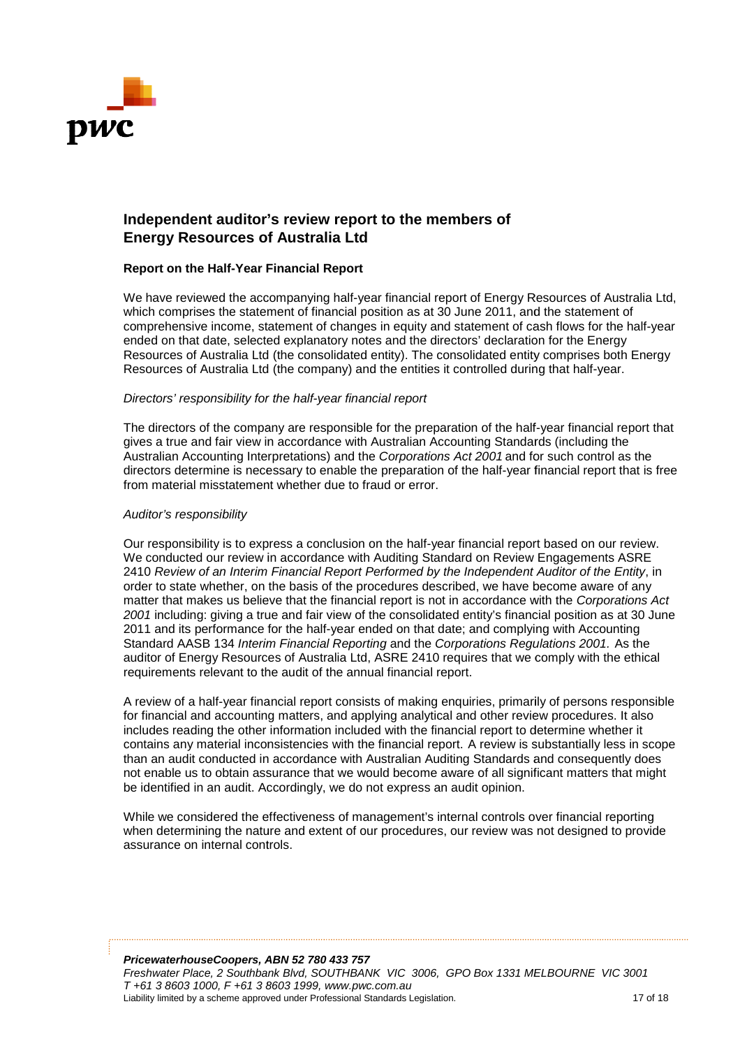# Independent auditor's review report to the members of Energy Resources of Australia Ltd

## Report on the Half-Year Financial Report

We have reviewed the accompanying half-year financial report of Energy Resources of Australia Ltd, which comprises the statement of financial position as at 30 June 2011, and the statement of comprehensive income, statement of changes in equity and statement of cash flows for the half-year ended on that date, selected explanatory notes and the directors' declaration for the Energy Resources of Australia Ltd (the consolidated entity). The consolidated entity comprises both Energy Resources of Australia Ltd (the company) and the entities it controlled during that half-year.

*Directors' responsibility for the half-year financial report*

The directors of the company are responsible for the preparation of the half-year financial report that gives a true and fair view in accordance with Australian Accounting Standards (including the Australian Accounting Interpretations) and the *Corporations Act 2001* and for such control as the directors determine is necessary to enable the preparation of the half-year financial report that is free from material misstatement whether due to fraud or error.

*Auditor's responsibility*

Our responsibility is to express a conclusion on the half-year financial report based on our review. We conducted our review in accordance with Auditing Standard on Review Engagements ASRE 2410 *Review of an Interim Financial Report Performed by the Independent Auditor of the Entity*, in order to state whether, on the basis of the procedures described, we have become aware of any matter that makes us believe that the financial report is not in accordance with the *Corporations Act 2001* including: giving a true and fair view of the consolidated entity's financial position as at 30 June 2011 and its performance for the half-year ended on that date; and complying with Accounting Standard AASB 134 *Interim Financial Reporting* and the *Corporations Regulations 2001*. As the auditor of Energy Resources of Australia Ltd, ASRE 2410 requires that we comply with the ethical requirements relevant to the audit of the annual financial report.

A review of a half-year financial report consists of making enquiries, primarily of persons responsible for financial and accounting matters, and applying analytical and other review procedures. It also includes reading the other information included with the financial report to determine whether it contains any material inconsistencies with the financial report. A review is substantially less in scope than an audit conducted in accordance with Australian Auditing Standards and consequently does not enable us to obtain assurance that we would become aware of all significant matters that might be identified in an audit. Accordingly, we do not express an audit opinion.

While we considered the effectiveness of management's internal controls over financial reporting when determining the nature and extent of our procedures, our review was not designed to provide assurance on internal controls.

***PricewaterhouseCoopers, ABN 52 780 433 757***
*Freshwater Place, 2 Southbank Blvd, SOUTHBANK VIC 3006, GPO Box 1331 MELBOURNE VIC 3001*
*T +61 3 8603 1000, F +61 3 8603 1999, www.pwc.com.au*
Liability limited by a scheme approved under Professional Standards Legislation.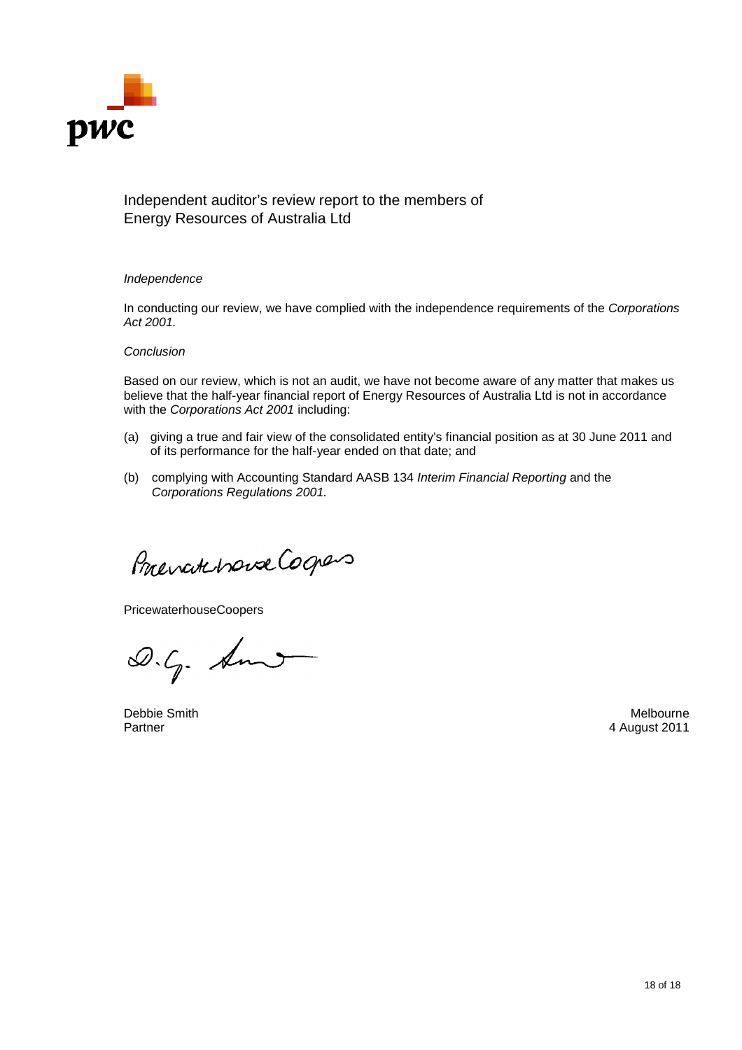pwc

# Independent auditor's review report to the members of Energy Resources of Australia Ltd

*Independence*

In conducting our review, we have complied with the independence requirements of the *Corporations Act 2001.*

*Conclusion*

Based on our review, which is not an audit, we have not become aware of any matter that makes us believe that the half-year financial report of Energy Resources of Australia Ltd is not in accordance with the *Corporations Act 2001* including:

(a) giving a true and fair view of the consolidated entity's financial position as at 30 June 2011 and of its performance for the half-year ended on that date; and

(b) complying with Accounting Standard AASB 134 *Interim Financial Reporting* and the *Corporations Regulations 2001.*

PricewaterhouseCoopers

Debbie Smith
Partner

Melbourne
4 August 2011